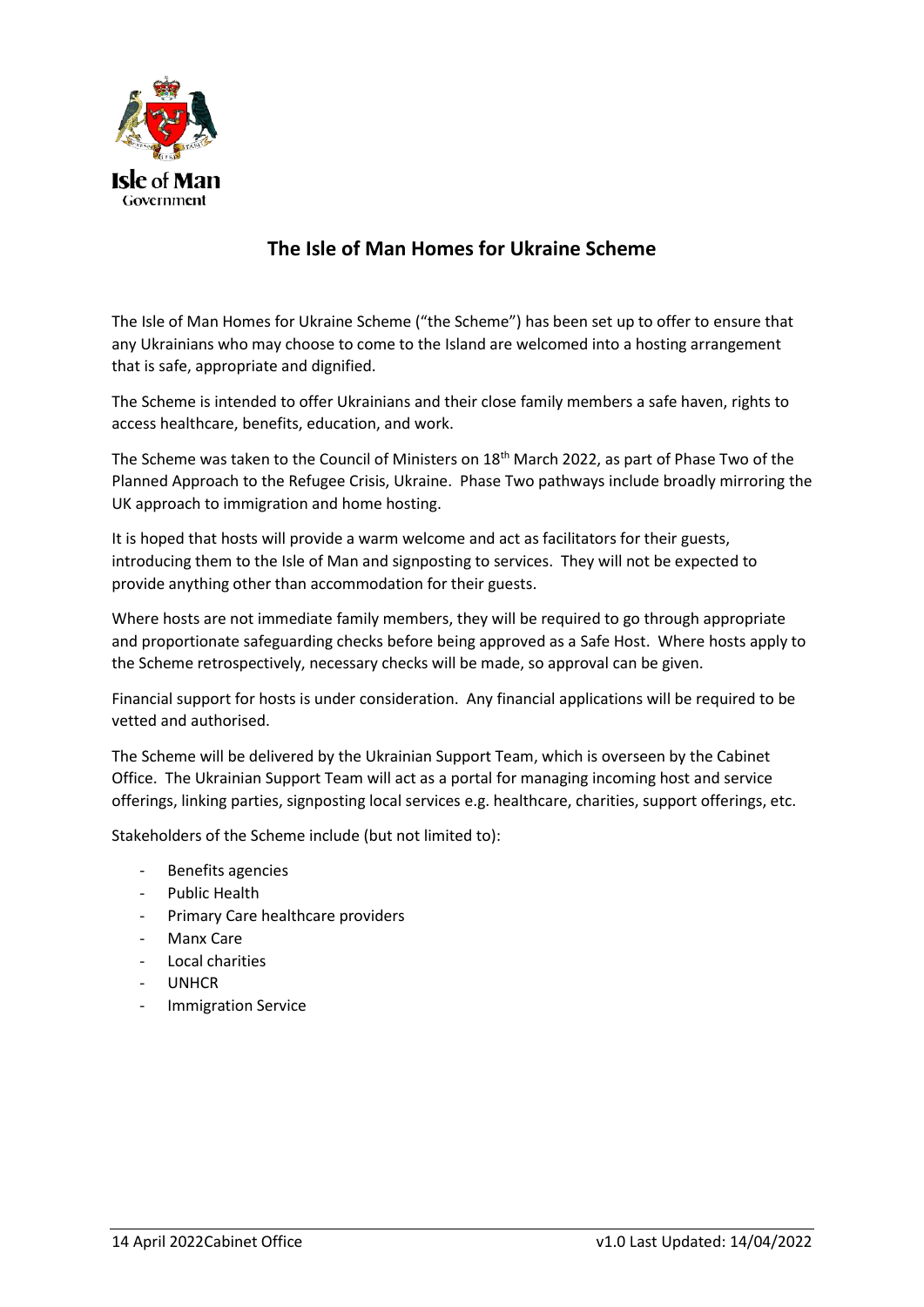Isle of Man Government

# The Isle of Man Homes for Ukraine Scheme

The Isle of Man Homes for Ukraine Scheme ("the Scheme") has been set up to offer to ensure that any Ukrainians who may choose to come to the Island are welcomed into a hosting arrangement that is safe, appropriate and dignified.

The Scheme is intended to offer Ukrainians and their close family members a safe haven, rights to access healthcare, benefits, education, and work.

The Scheme was taken to the Council of Ministers on 18th March 2022, as part of Phase Two of the Planned Approach to the Refugee Crisis, Ukraine. Phase Two pathways include broadly mirroring the UK approach to immigration and home hosting.

It is hoped that hosts will provide a warm welcome and act as facilitators for their guests, introducing them to the Isle of Man and signposting to services. They will not be expected to provide anything other than accommodation for their guests.

Where hosts are not immediate family members, they will be required to go through appropriate and proportionate safeguarding checks before being approved as a Safe Host. Where hosts apply to the Scheme retrospectively, necessary checks will be made, so approval can be given.

Financial support for hosts is under consideration. Any financial applications will be required to be vetted and authorised.

The Scheme will be delivered by the Ukrainian Support Team, which is overseen by the Cabinet Office. The Ukrainian Support Team will act as a portal for managing incoming host and service offerings, linking parties, signposting local services e.g. healthcare, charities, support offerings, etc.

Stakeholders of the Scheme include (but not limited to):

- Benefits agencies
- Public Health
- Primary Care healthcare providers
- Manx Care
- Local charities
- UNHCR
- Immigration Service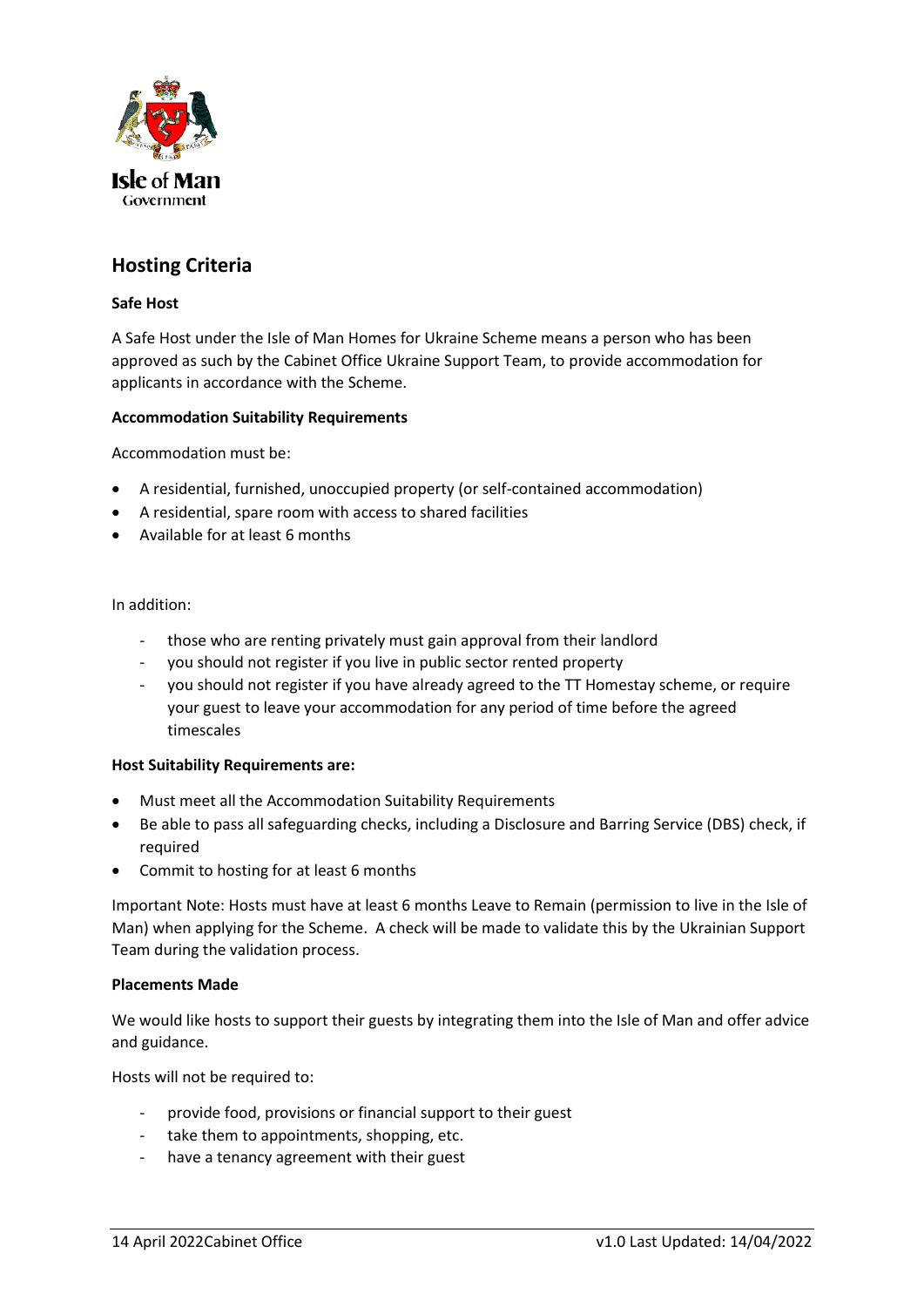## Hosting Criteria

**Safe Host**

A Safe Host under the Isle of Man Homes for Ukraine Scheme means a person who has been approved as such by the Cabinet Office Ukraine Support Team, to provide accommodation for applicants in accordance with the Scheme.

**Accommodation Suitability Requirements**

Accommodation must be:

- A residential, furnished, unoccupied property (or self-contained accommodation)
- A residential, spare room with access to shared facilities
- Available for at least 6 months

In addition:

- those who are renting privately must gain approval from their landlord
- you should not register if you live in public sector rented property
- you should not register if you have already agreed to the TT Homestay scheme, or require your guest to leave your accommodation for any period of time before the agreed timescales

**Host Suitability Requirements are:**

- Must meet all the Accommodation Suitability Requirements
- Be able to pass all safeguarding checks, including a Disclosure and Barring Service (DBS) check, if required
- Commit to hosting for at least 6 months

Important Note: Hosts must have at least 6 months Leave to Remain (permission to live in the Isle of Man) when applying for the Scheme. A check will be made to validate this by the Ukrainian Support Team during the validation process.

**Placements Made**

We would like hosts to support their guests by integrating them into the Isle of Man and offer advice and guidance.

Hosts will not be required to:

- provide food, provisions or financial support to their guest
- take them to appointments, shopping, etc.
- have a tenancy agreement with their guest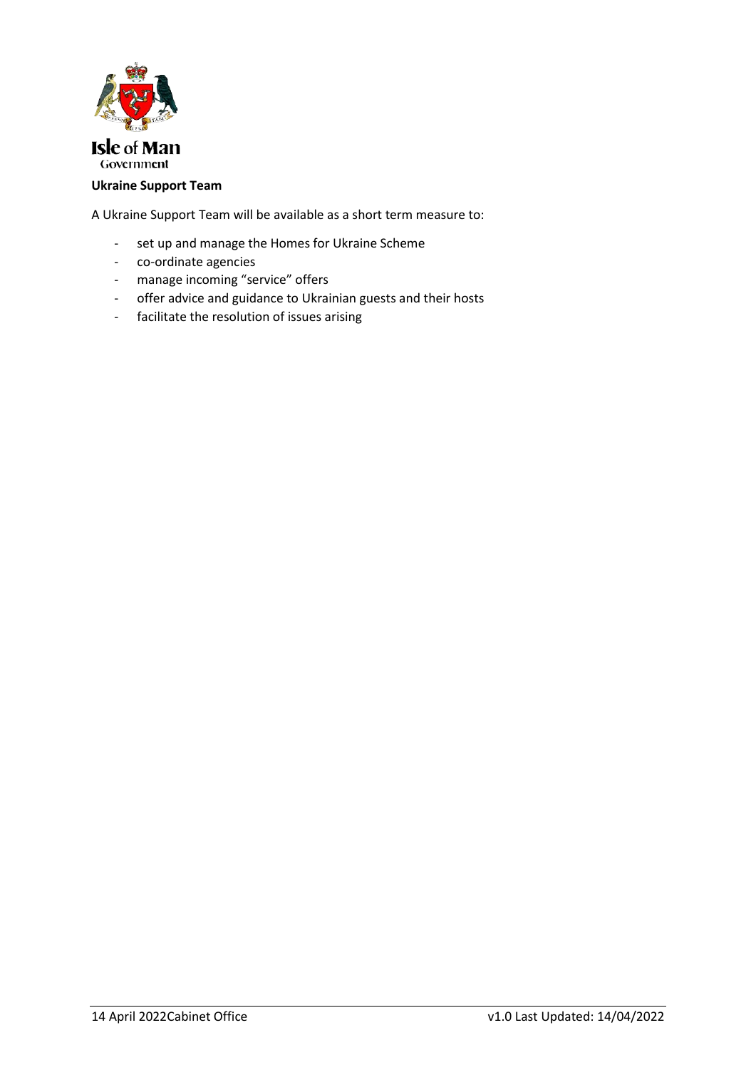**Isle of Man**
Government

**Ukraine Support Team**

A Ukraine Support Team will be available as a short term measure to:

- set up and manage the Homes for Ukraine Scheme
- co-ordinate agencies
- manage incoming "service" offers
- offer advice and guidance to Ukrainian guests and their hosts
- facilitate the resolution of issues arising